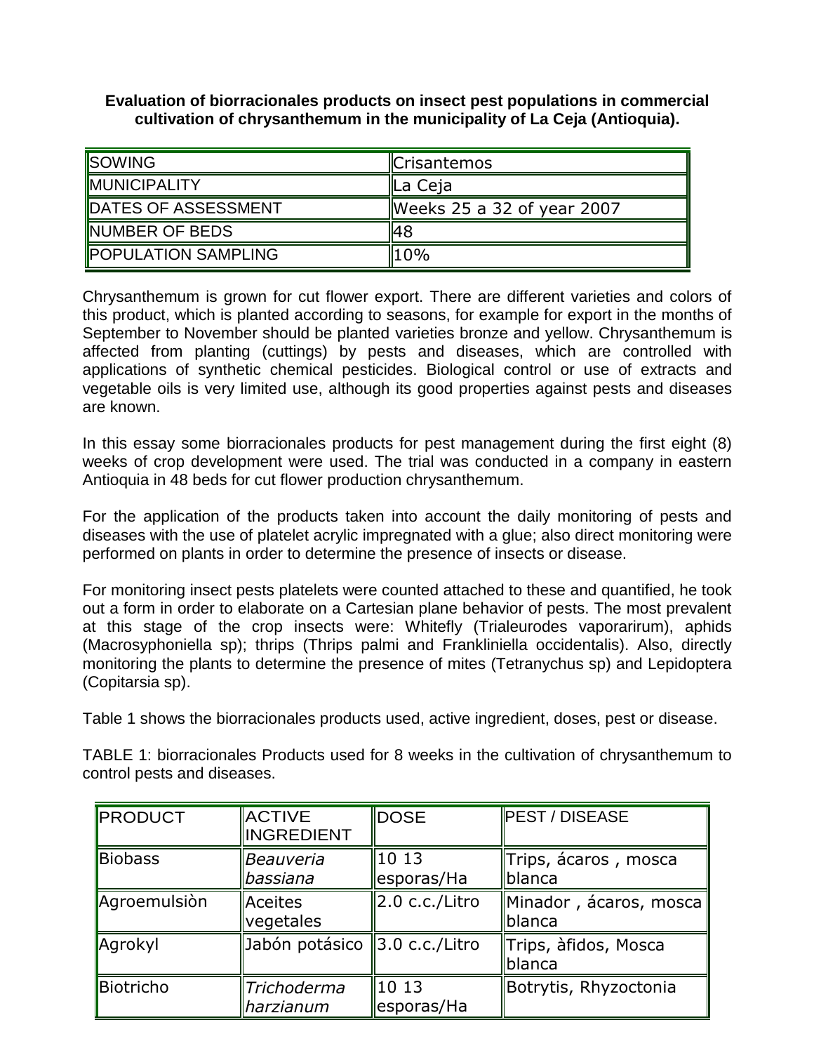**Evaluation of biorracionales products on insect pest populations in commercial cultivation of chrysanthemum in the municipality of La Ceja (Antioquia).**

| SOWING | Crisantemos |
|---|---|
| MUNICIPALITY | La Ceja |
| DATES OF ASSESSMENT | Weeks 25 a 32 of year 2007 |
| NUMBER OF BEDS | 48 |
| POPULATION SAMPLING | 10% |

Chrysanthemum is grown for cut flower export. There are different varieties and colors of this product, which is planted according to seasons, for example for export in the months of September to November should be planted varieties bronze and yellow. Chrysanthemum is affected from planting (cuttings) by pests and diseases, which are controlled with applications of synthetic chemical pesticides. Biological control or use of extracts and vegetable oils is very limited use, although its good properties against pests and diseases are known.

In this essay some biorracionales products for pest management during the first eight (8) weeks of crop development were used. The trial was conducted in a company in eastern Antioquia in 48 beds for cut flower production chrysanthemum.

For the application of the products taken into account the daily monitoring of pests and diseases with the use of platelet acrylic impregnated with a glue; also direct monitoring were performed on plants in order to determine the presence of insects or disease.

For monitoring insect pests platelets were counted attached to these and quantified, he took out a form in order to elaborate on a Cartesian plane behavior of pests. The most prevalent at this stage of the crop insects were: Whitefly (Trialeurodes vaporarirum), aphids (Macrosyphoniella sp); thrips (Thrips palmi and Frankliniella occidentalis). Also, directly monitoring the plants to determine the presence of mites (Tetranychus sp) and Lepidoptera (Copitarsia sp).

Table 1 shows the biorracionales products used, active ingredient, doses, pest or disease.

TABLE 1: biorracionales Products used for 8 weeks in the cultivation of chrysanthemum to control pests and diseases.

| PRODUCT | ACTIVE INGREDIENT | DOSE | PEST / DISEASE |
|---|---|---|---|
| Biobass | *Beauveria bassiana* | 10 13 esporas/Ha | Trips, ácaros , mosca blanca |
| Agroemulsiòn | Aceites vegetales | 2.0 c.c./Litro | Minador , ácaros, mosca blanca |
| Agrokyl | Jabón potásico | 3.0 c.c./Litro | Trips, àfidos, Mosca blanca |
| Biotricho | *Trichoderma harzianum* | 10 13 esporas/Ha | Botrytis, Rhyzoctonia |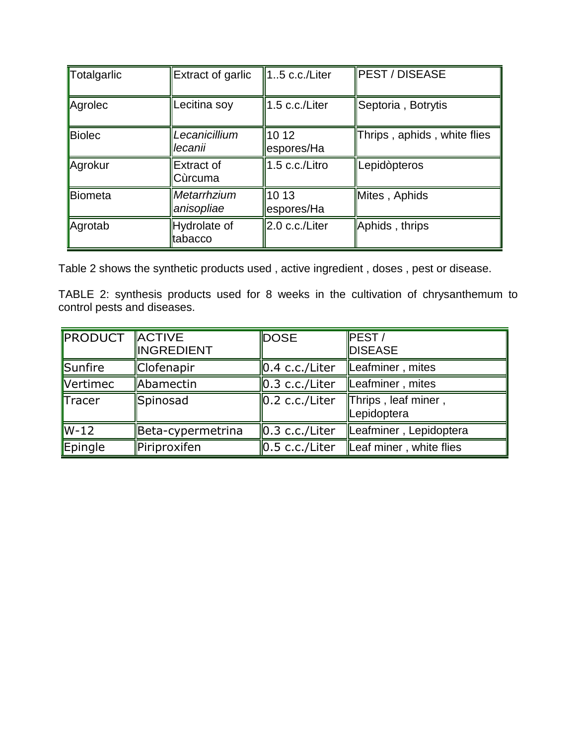| | | | |
|---|---|---|---|
| Totalgarlic | Extract of garlic | 1..5 c.c./Liter | PEST / DISEASE |
| Agrolec | Lecitina soy | 1.5 c.c./Liter | Septoria , Botrytis |
| Biolec | *Lecanicillium lecanii* | 10 12 espores/Ha | Thrips , aphids , white flies |
| Agrokur | Extract of Cùrcuma | 1.5 c.c./Litro | Lepidòpteros |
| Biometa | *Metarrhzium anisopliae* | 10 13 espores/Ha | Mites , Aphids |
| Agrotab | Hydrolate of tabacco | 2.0 c.c./Liter | Aphids , thrips |

Table 2 shows the synthetic products used , active ingredient , doses , pest or disease.

TABLE 2: synthesis products used for 8 weeks in the cultivation of chrysanthemum to control pests and diseases.

| PRODUCT | ACTIVE INGREDIENT | DOSE | PEST / DISEASE |
|---|---|---|---|
| Sunfire | Clofenapir | 0.4 c.c./Liter | Leafminer , mites |
| Vertimec | Abamectin | 0.3 c.c./Liter | Leafminer , mites |
| Tracer | Spinosad | 0.2 c.c./Liter | Thrips , leaf miner , Lepidoptera |
| W-12 | Beta-cypermetrina | 0.3 c.c./Liter | Leafminer , Lepidoptera |
| Epingle | Piriproxifen | 0.5 c.c./Liter | Leaf miner , white flies |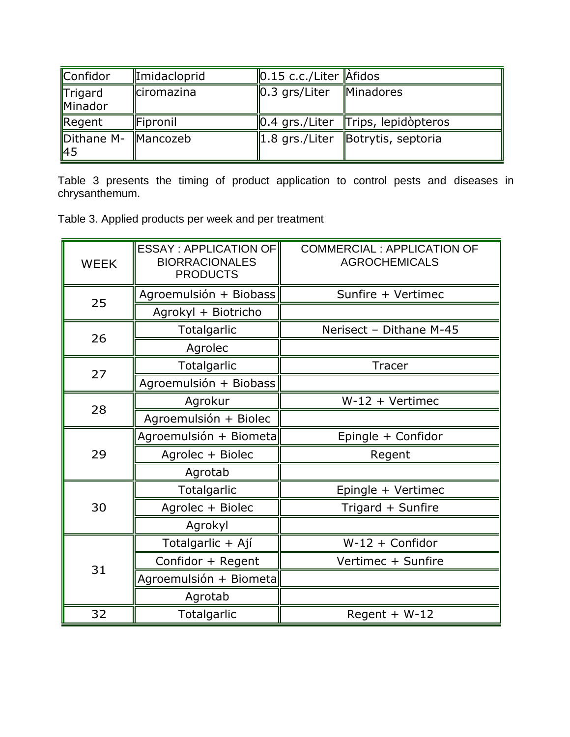| | | | |
|---|---|---|---|
| Confidor | Imidacloprid | 0.15 c.c./Liter | Àfidos |
| Trigard Minador | ciromazina | 0.3 grs/Liter | Minadores |
| Regent | Fipronil | 0.4 grs./Liter | Trips, lepidòpteros |
| Dithane M-45 | Mancozeb | 1.8 grs./Liter | Botrytis, septoria |

Table 3 presents the timing of product application to control pests and diseases in chrysanthemum.

Table 3. Applied products per week and per treatment

| WEEK | ESSAY : APPLICATION OF BIORRACIONALES PRODUCTS | COMMERCIAL : APPLICATION OF AGROCHEMICALS |
|---|---|---|
| 25 | Agroemulsión + Biobass | Sunfire + Vertimec |
| | Agrokyl + Biotricho | |
| 26 | Totalgarlic | Nerisect – Dithane M-45 |
| | Agrolec | |
| 27 | Totalgarlic | Tracer |
| | Agroemulsión + Biobass | |
| 28 | Agrokur | W-12 + Vertimec |
| | Agroemulsión + Biolec | |
| 29 | Agroemulsión + Biometa | Epingle + Confidor |
| | Agrolec + Biolec | Regent |
| | Agrotab | |
| 30 | Totalgarlic | Epingle + Vertimec |
| | Agrolec + Biolec | Trigard + Sunfire |
| | Agrokyl | |
| 31 | Totalgarlic + Ají | W-12 + Confidor |
| | Confidor + Regent | Vertimec + Sunfire |
| | Agroemulsión + Biometa | |
| | Agrotab | |
| 32 | Totalgarlic | Regent + W-12 |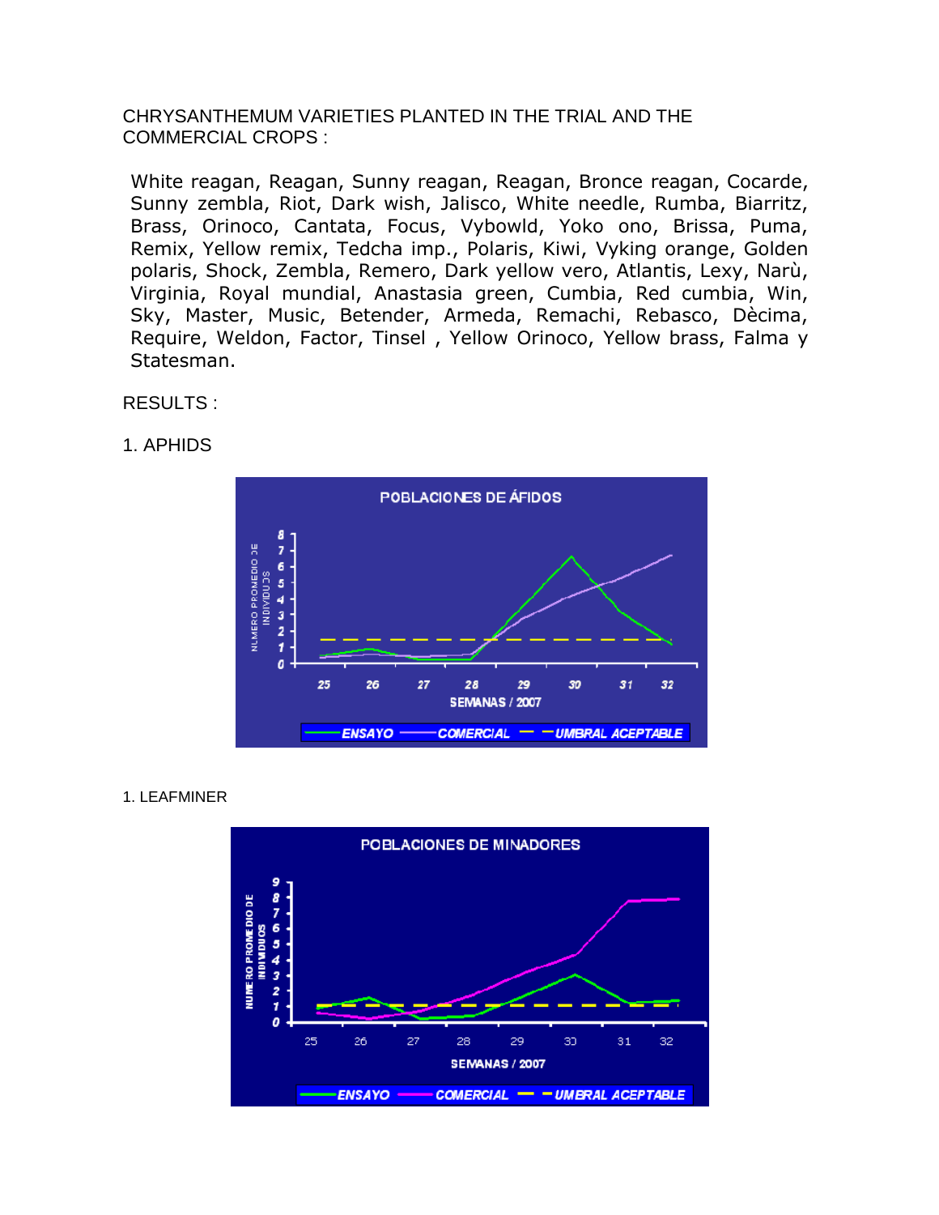CHRYSANTHEMUM VARIETIES PLANTED IN THE TRIAL AND THE COMMERCIAL CROPS :

White reagan, Reagan, Sunny reagan, Reagan, Bronce reagan, Cocarde, Sunny zembla, Riot, Dark wish, Jalisco, White needle, Rumba, Biarritz, Brass, Orinoco, Cantata, Focus, Vybowld, Yoko ono, Brissa, Puma, Remix, Yellow remix, Tedcha imp., Polaris, Kiwi, Vyking orange, Golden polaris, Shock, Zembla, Remero, Dark yellow vero, Atlantis, Lexy, Narù, Virginia, Royal mundial, Anastasia green, Cumbia, Red cumbia, Win, Sky, Master, Music, Betender, Armeda, Remachi, Rebasco, Dècima, Require, Weldon, Factor, Tinsel , Yellow Orinoco, Yellow brass, Falma y Statesman.

RESULTS :

1. APHIDS

POBLACIONES DE ÁFIDOS

NUMERO PROMEDIO DE INDIVIDUOS

0
1
2
3
4
5
6
7
8

25 26 27 28 29 30 31 32

SEMANAS / 2007

ENSAYO
COMERCIAL
UMBRAL ACEPTABLE

1. LEAFMINER

POBLACIONES DE MINADORES

NUMERO PROMEDIO DE INDIVIDUOS

0
1
2
3
4
5
6
7
8
9

25 26 27 28 29 30 31 32

SEMANAS / 2007

ENSAYO
COMERCIAL
UMBRAL ACEPTABLE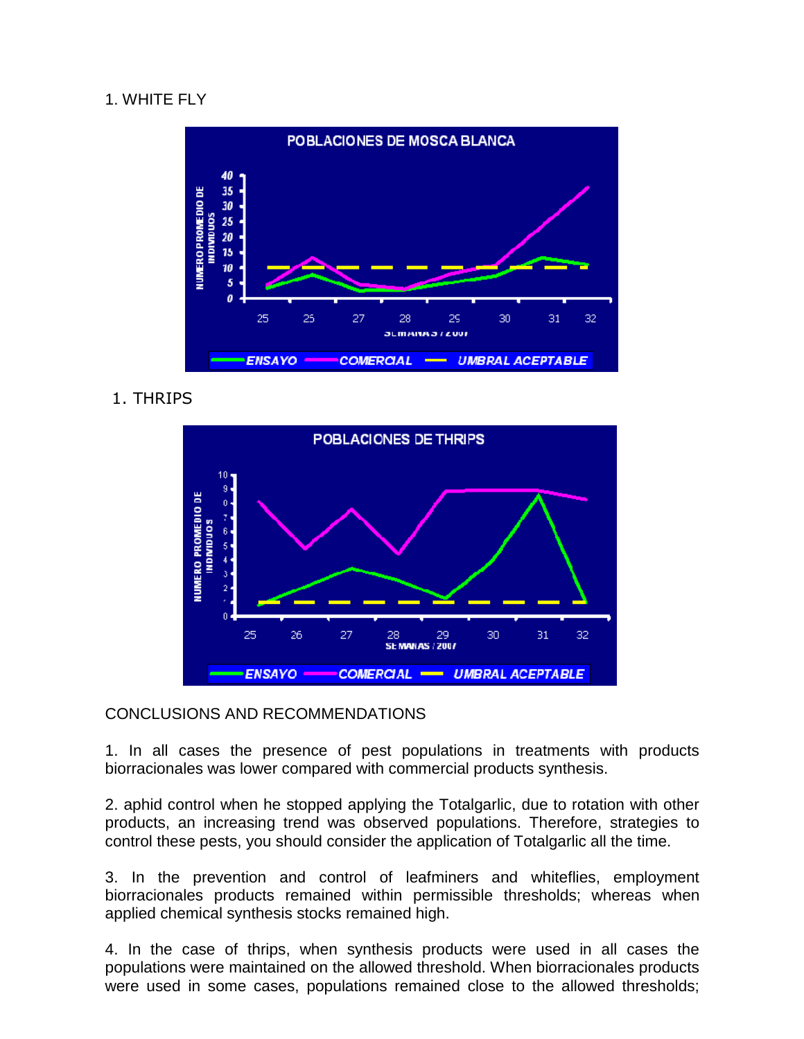1. WHITE FLY

POBLACIONES DE MOSCA BLANCA

NUMERO PROMEDIO DE INDIVIDUOS

40
35
30
25
20
15
10
5
0

25 25 27 28 29 30 31 32

SEMANAS / 2007

ENSAYO COMERCIAL UMBRAL ACEPTABLE

1. THRIPS

POBLACIONES DE THRIPS

NUMERO PROMEDIO DE INDIVIDUOS

10
9
8
7
6
5
4
3
2
1
0

25 26 27 28 29 30 31 32

SEMANAS / 2007

ENSAYO COMERCIAL UMBRAL ACEPTABLE

CONCLUSIONS AND RECOMMENDATIONS

1. In all cases the presence of pest populations in treatments with products biorracionales was lower compared with commercial products synthesis.

2. aphid control when he stopped applying the Totalgarlic, due to rotation with other products, an increasing trend was observed populations. Therefore, strategies to control these pests, you should consider the application of Totalgarlic all the time.

3. In the prevention and control of leafminers and whiteflies, employment biorracionales products remained within permissible thresholds; whereas when applied chemical synthesis stocks remained high.

4. In the case of thrips, when synthesis products were used in all cases the populations were maintained on the allowed threshold. When biorracionales products were used in some cases, populations remained close to the allowed thresholds;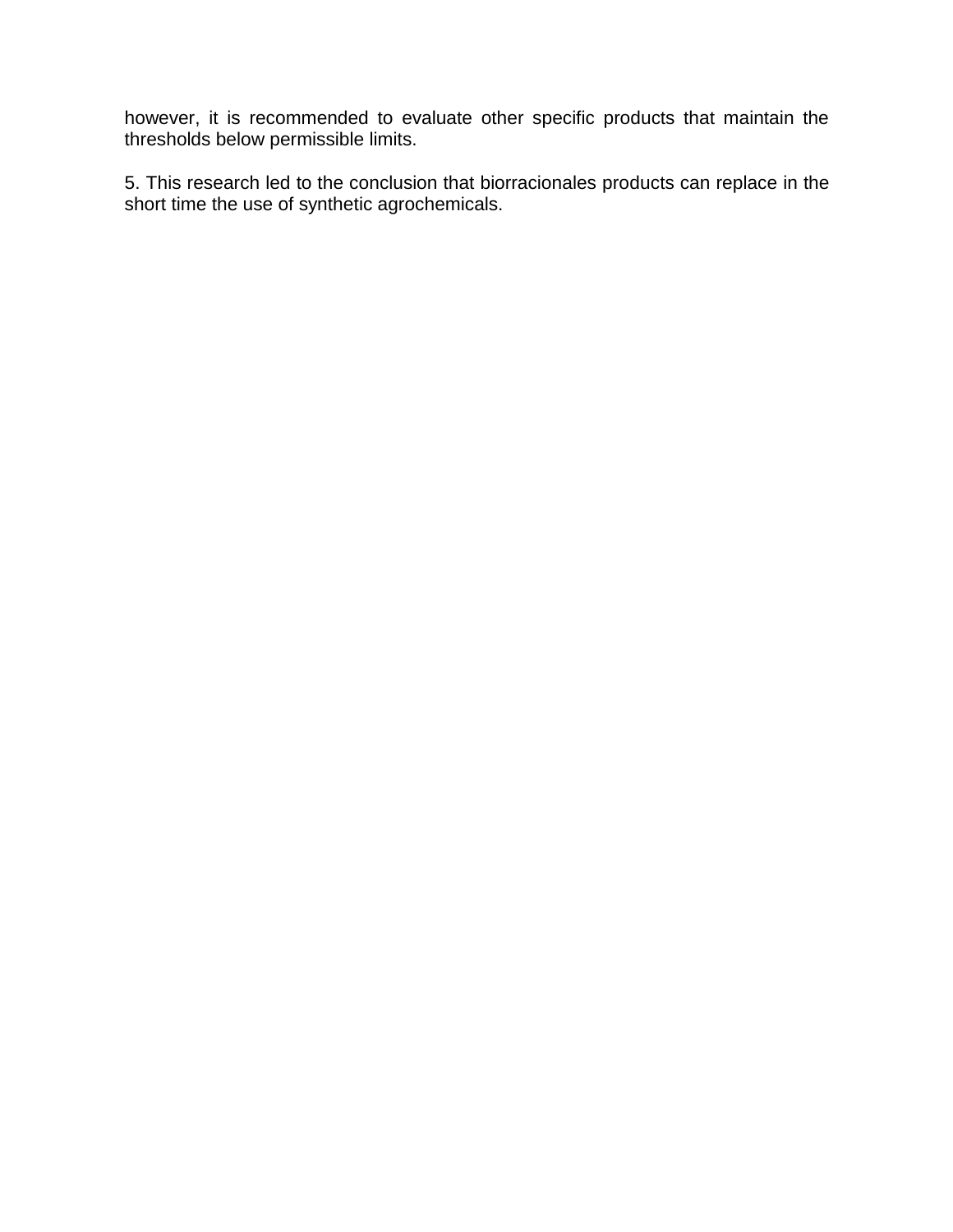however, it is recommended to evaluate other specific products that maintain the thresholds below permissible limits.

5. This research led to the conclusion that biorracionales products can replace in the short time the use of synthetic agrochemicals.